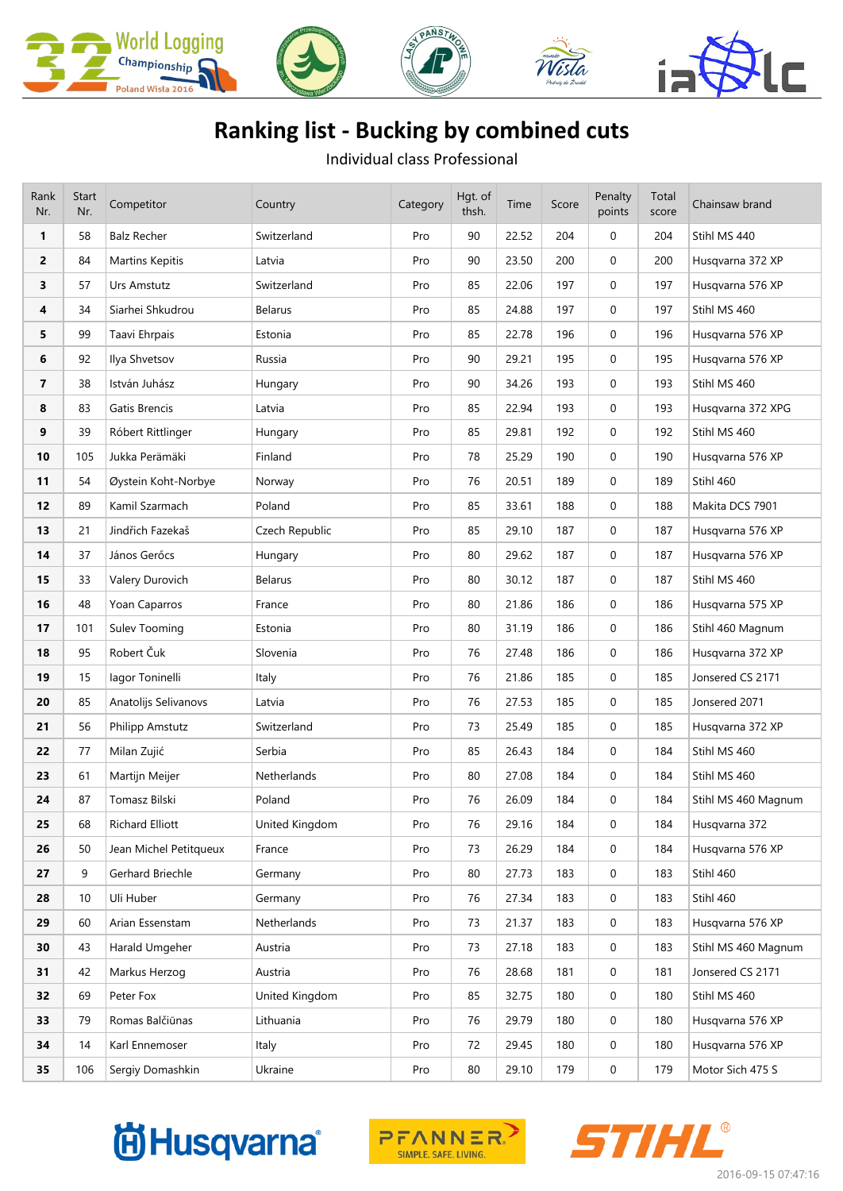# Ranking list - Bucking by combined cuts

Individual class Professional

| Rank Nr. | Start Nr. | Competitor | Country | Category | Hgt. of thsh. | Time | Score | Penalty points | Total score | Chainsaw brand |
|---|---|---|---|---|---|---|---|---|---|---|
| **1** | 58 | Balz Recher | Switzerland | Pro | 90 | 22.52 | 204 | 0 | 204 | Stihl MS 440 |
| **2** | 84 | Martins Kepitis | Latvia | Pro | 90 | 23.50 | 200 | 0 | 200 | Husqvarna 372 XP |
| **3** | 57 | Urs Amstutz | Switzerland | Pro | 85 | 22.06 | 197 | 0 | 197 | Husqvarna 576 XP |
| **4** | 34 | Siarhei Shkudrou | Belarus | Pro | 85 | 24.88 | 197 | 0 | 197 | Stihl MS 460 |
| **5** | 99 | Taavi Ehrpais | Estonia | Pro | 85 | 22.78 | 196 | 0 | 196 | Husqvarna 576 XP |
| **6** | 92 | Ilya Shvetsov | Russia | Pro | 90 | 29.21 | 195 | 0 | 195 | Husqvarna 576 XP |
| **7** | 38 | István Juhász | Hungary | Pro | 90 | 34.26 | 193 | 0 | 193 | Stihl MS 460 |
| **8** | 83 | Gatis Brencis | Latvia | Pro | 85 | 22.94 | 193 | 0 | 193 | Husqvarna 372 XPG |
| **9** | 39 | Róbert Rittlinger | Hungary | Pro | 85 | 29.81 | 192 | 0 | 192 | Stihl MS 460 |
| **10** | 105 | Jukka Perämäki | Finland | Pro | 78 | 25.29 | 190 | 0 | 190 | Husqvarna 576 XP |
| **11** | 54 | Øystein Koht-Norbye | Norway | Pro | 76 | 20.51 | 189 | 0 | 189 | Stihl 460 |
| **12** | 89 | Kamil Szarmach | Poland | Pro | 85 | 33.61 | 188 | 0 | 188 | Makita DCS 7901 |
| **13** | 21 | Jindřich Fazekaš | Czech Republic | Pro | 85 | 29.10 | 187 | 0 | 187 | Husqvarna 576 XP |
| **14** | 37 | János Gerőcs | Hungary | Pro | 80 | 29.62 | 187 | 0 | 187 | Husqvarna 576 XP |
| **15** | 33 | Valery Durovich | Belarus | Pro | 80 | 30.12 | 187 | 0 | 187 | Stihl MS 460 |
| **16** | 48 | Yoan Caparros | France | Pro | 80 | 21.86 | 186 | 0 | 186 | Husqvarna 575 XP |
| **17** | 101 | Sulev Tooming | Estonia | Pro | 80 | 31.19 | 186 | 0 | 186 | Stihl 460 Magnum |
| **18** | 95 | Robert Čuk | Slovenia | Pro | 76 | 27.48 | 186 | 0 | 186 | Husqvarna 372 XP |
| **19** | 15 | Iagor Toninelli | Italy | Pro | 76 | 21.86 | 185 | 0 | 185 | Jonsered CS 2171 |
| **20** | 85 | Anatolijs Selivanovs | Latvia | Pro | 76 | 27.53 | 185 | 0 | 185 | Jonsered 2071 |
| **21** | 56 | Philipp Amstutz | Switzerland | Pro | 73 | 25.49 | 185 | 0 | 185 | Husqvarna 372 XP |
| **22** | 77 | Milan Zujić | Serbia | Pro | 85 | 26.43 | 184 | 0 | 184 | Stihl MS 460 |
| **23** | 61 | Martijn Meijer | Netherlands | Pro | 80 | 27.08 | 184 | 0 | 184 | Stihl MS 460 |
| **24** | 87 | Tomasz Bilski | Poland | Pro | 76 | 26.09 | 184 | 0 | 184 | Stihl MS 460 Magnum |
| **25** | 68 | Richard Elliott | United Kingdom | Pro | 76 | 29.16 | 184 | 0 | 184 | Husqvarna 372 |
| **26** | 50 | Jean Michel Petitqueux | France | Pro | 73 | 26.29 | 184 | 0 | 184 | Husqvarna 576 XP |
| **27** | 9 | Gerhard Briechle | Germany | Pro | 80 | 27.73 | 183 | 0 | 183 | Stihl 460 |
| **28** | 10 | Uli Huber | Germany | Pro | 76 | 27.34 | 183 | 0 | 183 | Stihl 460 |
| **29** | 60 | Arian Essenstam | Netherlands | Pro | 73 | 21.37 | 183 | 0 | 183 | Husqvarna 576 XP |
| **30** | 43 | Harald Umgeher | Austria | Pro | 73 | 27.18 | 183 | 0 | 183 | Stihl MS 460 Magnum |
| **31** | 42 | Markus Herzog | Austria | Pro | 76 | 28.68 | 181 | 0 | 181 | Jonsered CS 2171 |
| **32** | 69 | Peter Fox | United Kingdom | Pro | 85 | 32.75 | 180 | 0 | 180 | Stihl MS 460 |
| **33** | 79 | Romas Balčiūnas | Lithuania | Pro | 76 | 29.79 | 180 | 0 | 180 | Husqvarna 576 XP |
| **34** | 14 | Karl Ennemoser | Italy | Pro | 72 | 29.45 | 180 | 0 | 180 | Husqvarna 576 XP |
| **35** | 106 | Sergiy Domashkin | Ukraine | Pro | 80 | 29.10 | 179 | 0 | 179 | Motor Sich 475 S |

2016-09-15 07:47:16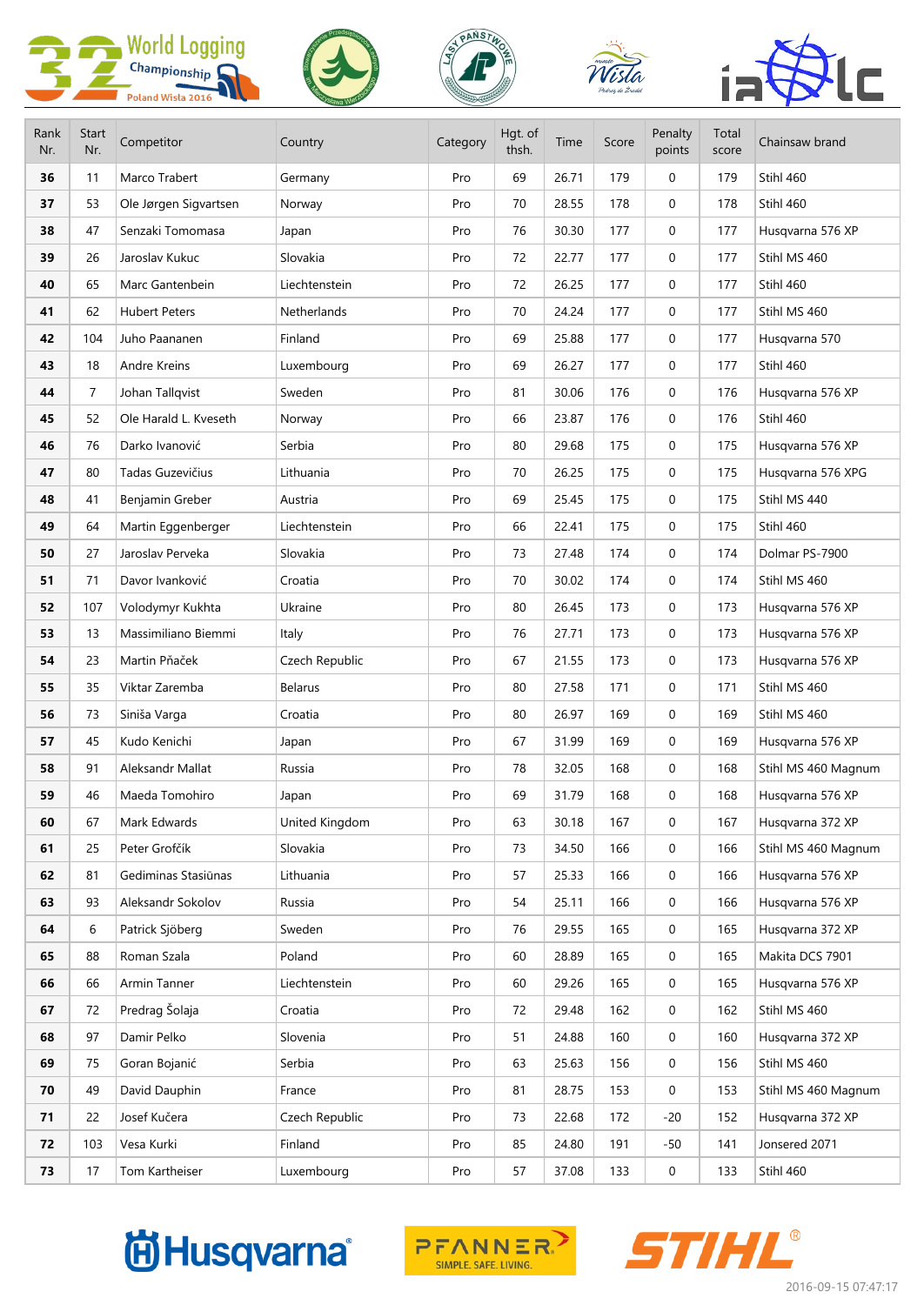| Rank Nr. | Start Nr. | Competitor | Country | Category | Hgt. of thsh. | Time | Score | Penalty points | Total score | Chainsaw brand |
|---|---|---|---|---|---|---|---|---|---|---|
| **36** | 11 | Marco Trabert | Germany | Pro | 69 | 26.71 | 179 | 0 | 179 | Stihl 460 |
| **37** | 53 | Ole Jørgen Sigvartsen | Norway | Pro | 70 | 28.55 | 178 | 0 | 178 | Stihl 460 |
| **38** | 47 | Senzaki Tomomasa | Japan | Pro | 76 | 30.30 | 177 | 0 | 177 | Husqvarna 576 XP |
| **39** | 26 | Jaroslav Kukuc | Slovakia | Pro | 72 | 22.77 | 177 | 0 | 177 | Stihl MS 460 |
| **40** | 65 | Marc Gantenbein | Liechtenstein | Pro | 72 | 26.25 | 177 | 0 | 177 | Stihl 460 |
| **41** | 62 | Hubert Peters | Netherlands | Pro | 70 | 24.24 | 177 | 0 | 177 | Stihl MS 460 |
| **42** | 104 | Juho Paananen | Finland | Pro | 69 | 25.88 | 177 | 0 | 177 | Husqvarna 570 |
| **43** | 18 | Andre Kreins | Luxembourg | Pro | 69 | 26.27 | 177 | 0 | 177 | Stihl 460 |
| **44** | 7 | Johan Tallqvist | Sweden | Pro | 81 | 30.06 | 176 | 0 | 176 | Husqvarna 576 XP |
| **45** | 52 | Ole Harald L. Kveseth | Norway | Pro | 66 | 23.87 | 176 | 0 | 176 | Stihl 460 |
| **46** | 76 | Darko Ivanović | Serbia | Pro | 80 | 29.68 | 175 | 0 | 175 | Husqvarna 576 XP |
| **47** | 80 | Tadas Guzevičius | Lithuania | Pro | 70 | 26.25 | 175 | 0 | 175 | Husqvarna 576 XPG |
| **48** | 41 | Benjamin Greber | Austria | Pro | 69 | 25.45 | 175 | 0 | 175 | Stihl MS 440 |
| **49** | 64 | Martin Eggenberger | Liechtenstein | Pro | 66 | 22.41 | 175 | 0 | 175 | Stihl 460 |
| **50** | 27 | Jaroslav Perveka | Slovakia | Pro | 73 | 27.48 | 174 | 0 | 174 | Dolmar PS-7900 |
| **51** | 71 | Davor Ivanković | Croatia | Pro | 70 | 30.02 | 174 | 0 | 174 | Stihl MS 460 |
| **52** | 107 | Volodymyr Kukhta | Ukraine | Pro | 80 | 26.45 | 173 | 0 | 173 | Husqvarna 576 XP |
| **53** | 13 | Massimiliano Biemmi | Italy | Pro | 76 | 27.71 | 173 | 0 | 173 | Husqvarna 576 XP |
| **54** | 23 | Martin Pňaček | Czech Republic | Pro | 67 | 21.55 | 173 | 0 | 173 | Husqvarna 576 XP |
| **55** | 35 | Viktar Zaremba | Belarus | Pro | 80 | 27.58 | 171 | 0 | 171 | Stihl MS 460 |
| **56** | 73 | Siniša Varga | Croatia | Pro | 80 | 26.97 | 169 | 0 | 169 | Stihl MS 460 |
| **57** | 45 | Kudo Kenichi | Japan | Pro | 67 | 31.99 | 169 | 0 | 169 | Husqvarna 576 XP |
| **58** | 91 | Aleksandr Mallat | Russia | Pro | 78 | 32.05 | 168 | 0 | 168 | Stihl MS 460 Magnum |
| **59** | 46 | Maeda Tomohiro | Japan | Pro | 69 | 31.79 | 168 | 0 | 168 | Husqvarna 576 XP |
| **60** | 67 | Mark Edwards | United Kingdom | Pro | 63 | 30.18 | 167 | 0 | 167 | Husqvarna 372 XP |
| **61** | 25 | Peter Grofčík | Slovakia | Pro | 73 | 34.50 | 166 | 0 | 166 | Stihl MS 460 Magnum |
| **62** | 81 | Gediminas Stasiūnas | Lithuania | Pro | 57 | 25.33 | 166 | 0 | 166 | Husqvarna 576 XP |
| **63** | 93 | Aleksandr Sokolov | Russia | Pro | 54 | 25.11 | 166 | 0 | 166 | Husqvarna 576 XP |
| **64** | 6 | Patrick Sjöberg | Sweden | Pro | 76 | 29.55 | 165 | 0 | 165 | Husqvarna 372 XP |
| **65** | 88 | Roman Szala | Poland | Pro | 60 | 28.89 | 165 | 0 | 165 | Makita DCS 7901 |
| **66** | 66 | Armin Tanner | Liechtenstein | Pro | 60 | 29.26 | 165 | 0 | 165 | Husqvarna 576 XP |
| **67** | 72 | Predrag Šolaja | Croatia | Pro | 72 | 29.48 | 162 | 0 | 162 | Stihl MS 460 |
| **68** | 97 | Damir Pelko | Slovenia | Pro | 51 | 24.88 | 160 | 0 | 160 | Husqvarna 372 XP |
| **69** | 75 | Goran Bojanić | Serbia | Pro | 63 | 25.63 | 156 | 0 | 156 | Stihl MS 460 |
| **70** | 49 | David Dauphin | France | Pro | 81 | 28.75 | 153 | 0 | 153 | Stihl MS 460 Magnum |
| **71** | 22 | Josef Kučera | Czech Republic | Pro | 73 | 22.68 | 172 | -20 | 152 | Husqvarna 372 XP |
| **72** | 103 | Vesa Kurki | Finland | Pro | 85 | 24.80 | 191 | -50 | 141 | Jonsered 2071 |
| **73** | 17 | Tom Kartheiser | Luxembourg | Pro | 57 | 37.08 | 133 | 0 | 133 | Stihl 460 |

2016-09-15 07:47:17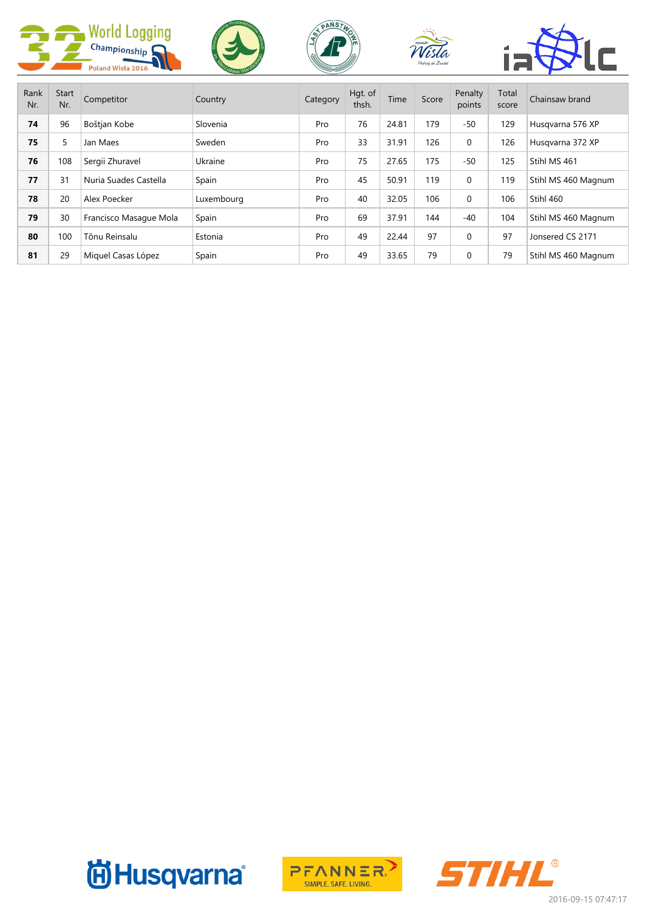| Rank Nr. | Start Nr. | Competitor | Country | Category | Hgt. of thsh. | Time | Score | Penalty points | Total score | Chainsaw brand |
|---|---|---|---|---|---|---|---|---|---|---|
| **74** | 96 | Boštjan Kobe | Slovenia | Pro | 76 | 24.81 | 179 | -50 | 129 | Husqvarna 576 XP |
| **75** | 5 | Jan Maes | Sweden | Pro | 33 | 31.91 | 126 | 0 | 126 | Husqvarna 372 XP |
| **76** | 108 | Sergii Zhuravel | Ukraine | Pro | 75 | 27.65 | 175 | -50 | 125 | Stihl MS 461 |
| **77** | 31 | Nuria Suades Castella | Spain | Pro | 45 | 50.91 | 119 | 0 | 119 | Stihl MS 460 Magnum |
| **78** | 20 | Alex Poecker | Luxembourg | Pro | 40 | 32.05 | 106 | 0 | 106 | Stihl 460 |
| **79** | 30 | Francisco Masague Mola | Spain | Pro | 69 | 37.91 | 144 | -40 | 104 | Stihl MS 460 Magnum |
| **80** | 100 | Tõnu Reinsalu | Estonia | Pro | 49 | 22.44 | 97 | 0 | 97 | Jonsered CS 2171 |
| **81** | 29 | Miquel Casas López | Spain | Pro | 49 | 33.65 | 79 | 0 | 79 | Stihl MS 460 Magnum |

2016-09-15 07:47:17